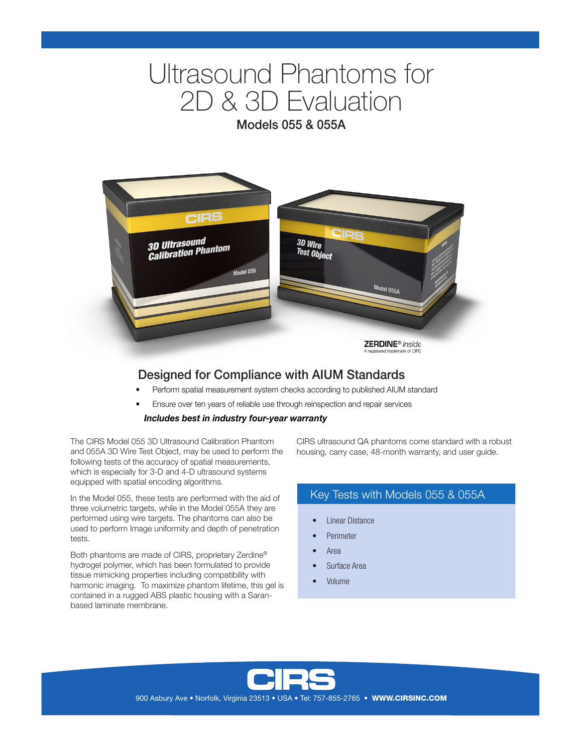# Ultrasound Phantoms for 2D & 3D Evaluation

## Models 055 & 055A

ZERDINE® *Inside*
A registered trademark of CIRS

## Designed for Compliance with AIUM Standards

- Perform spatial measurement system checks according to published AIUM standard
- Ensure over ten years of reliable use through reinspection and repair services

***Includes best in industry four-year warranty***

The CIRS Model 055 3D Ultrasound Calibration Phantom and 055A 3D Wire Test Object, may be used to perform the following tests of the accuracy of spatial measurements, which is especially for 3-D and 4-D ultrasound systems equipped with spatial encoding algorithms.

In the Model 055, these tests are performed with the aid of three volumetric targets, while in the Model 055A they are performed using wire targets. The phantoms can also be used to perform Image uniformity and depth of penetration tests.

Both phantoms are made of CIRS, proprietary Zerdine® hydrogel polymer, which has been formulated to provide tissue mimicking properties including compatibility with harmonic imaging. To maximize phantom lifetime, this gel is contained in a rugged ABS plastic housing with a Saran-based laminate membrane.

CIRS ultrasound QA phantoms come standard with a robust housing, carry case, 48-month warranty, and user guide.

### Key Tests with Models 055 & 055A

- Linear Distance
- Perimeter
- Area
- Surface Area
- Volume

900 Asbury Ave • Norfolk, Virginia 23513 • USA • Tel: 757-855-2765 • **WWW.CIRSINC.COM**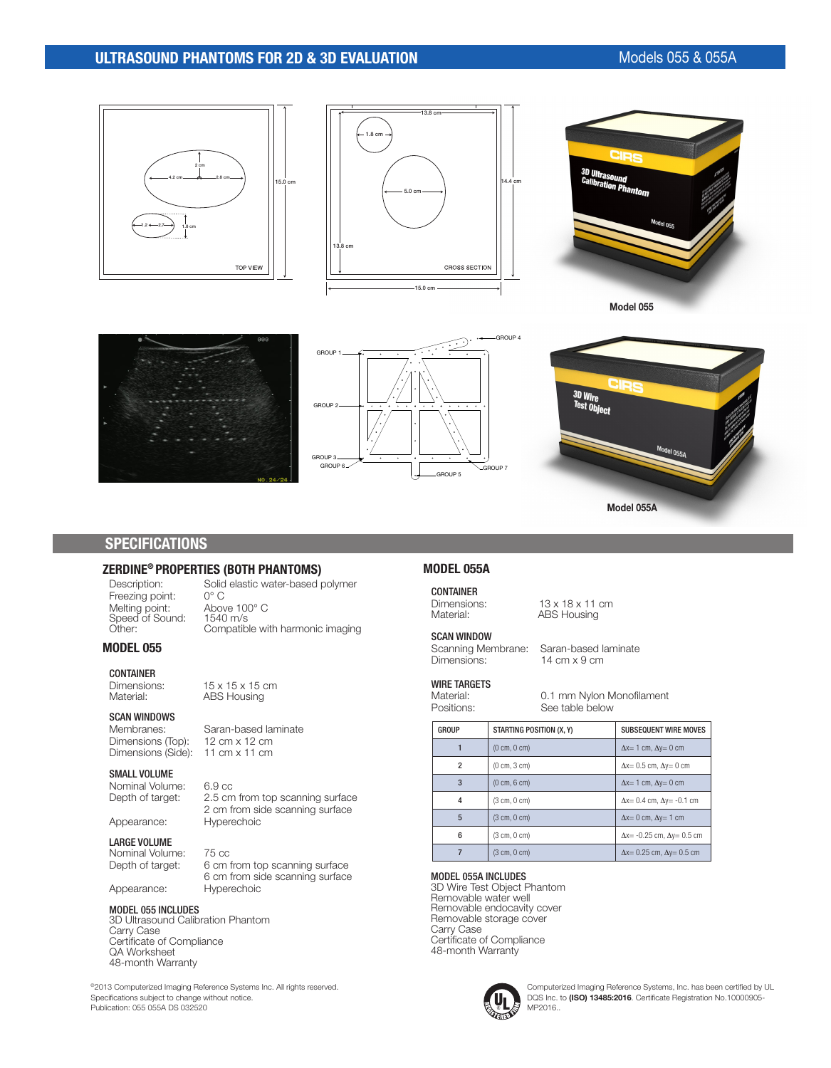# ULTRASOUND PHANTOMS FOR 2D & 3D EVALUATION

Models 055 & 055A

2 cm
4.2 cm
2.8 cm
15.0 cm
1.2
2.7
1.8 cm
TOP VIEW

13.8 cm
1.8 cm
5.0 cm
14.4 cm
13.8 cm
CROSS SECTION
15.0 cm

Model 055

GROUP 1
GROUP 2
GROUP 3
GROUP 4
GROUP 5
GROUP 6
GROUP 7

Model 055A

## SPECIFICATIONS

### ZERDINE® PROPERTIES (BOTH PHANTOMS)

| | |
|---|---|
| Description: | Solid elastic water-based polymer |
| Freezing point: | 0° C |
| Melting point: | Above 100° C |
| Speed of Sound: | 1540 m/s |
| Other: | Compatible with harmonic imaging |

### MODEL 055

**CONTAINER**

| | |
|---|---|
| Dimensions: | 15 x 15 x 15 cm |
| Material: | ABS Housing |

**SCAN WINDOWS**

| | |
|---|---|
| Membranes: | Saran-based laminate |
| Dimensions (Top): | 12 cm x 12 cm |
| Dimensions (Side): | 11 cm x 11 cm |

**SMALL VOLUME**

| | |
|---|---|
| Nominal Volume: | 6.9 cc |
| Depth of target: | 2.5 cm from top scanning surface<br>2 cm from side scanning surface |
| Appearance: | Hyperechoic |

**LARGE VOLUME**

| | |
|---|---|
| Nominal Volume: | 75 cc |
| Depth of target: | 6 cm from top scanning surface<br>6 cm from side scanning surface |
| Appearance: | Hyperechoic |

**MODEL 055 INCLUDES**

3D Ultrasound Calibration Phantom
Carry Case
Certificate of Compliance
QA Worksheet
48-month Warranty

### MODEL 055A

**CONTAINER**

| | |
|---|---|
| Dimensions: | 13 x 18 x 11 cm |
| Material: | ABS Housing |

**SCAN WINDOW**

| | |
|---|---|
| Scanning Membrane: | Saran-based laminate |
| Dimensions: | 14 cm x 9 cm |

**WIRE TARGETS**

| | |
|---|---|
| Material: | 0.1 mm Nylon Monofilament |
| Positions: | See table below |

| GROUP | STARTING POSITION (X, Y) | SUBSEQUENT WIRE MOVES |
|---|---|---|
| 1 | (0 cm, 0 cm) | $\Delta x$= 1 cm, $\Delta y$= 0 cm |
| 2 | (0 cm, 3 cm) | $\Delta x$= 0.5 cm, $\Delta y$= 0 cm |
| 3 | (0 cm, 6 cm) | $\Delta x$= 1 cm, $\Delta y$= 0 cm |
| 4 | (3 cm, 0 cm) | $\Delta x$= 0.4 cm, $\Delta y$= -0.1 cm |
| 5 | (3 cm, 0 cm) | $\Delta x$= 0 cm, $\Delta y$= 1 cm |
| 6 | (3 cm, 0 cm) | $\Delta x$= -0.25 cm, $\Delta y$= 0.5 cm |
| 7 | (3 cm, 0 cm) | $\Delta x$= 0.25 cm, $\Delta y$= 0.5 cm |

**MODEL 055A INCLUDES**

3D Wire Test Object Phantom
Removable water well
Removable endocavity cover
Removable storage cover
Carry Case
Certificate of Compliance
48-month Warranty

©2013 Computerized Imaging Reference Systems Inc. All rights reserved.
Specifications subject to change without notice.
Publication: 055 055A DS 032520

Computerized Imaging Reference Systems, Inc. has been certified by UL DQS Inc. to **(ISO) 13485:2016**. Certificate Registration No.10000905-MP2016..